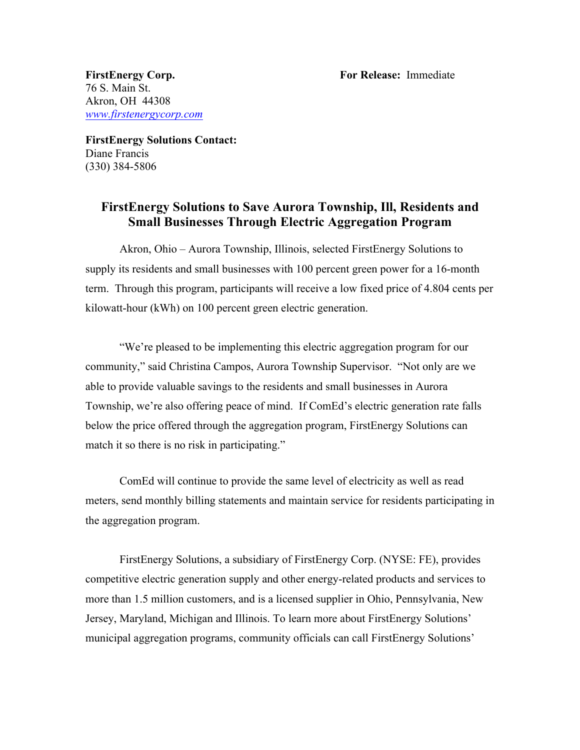**FirstEnergy Corp.**
76 S. Main St.
Akron, OH 44308
*www.firstenergycorp.com*

**For Release:** Immediate

**FirstEnergy Solutions Contact:**
Diane Francis
(330) 384-5806

## FirstEnergy Solutions to Save Aurora Township, Ill, Residents and Small Businesses Through Electric Aggregation Program

Akron, Ohio – Aurora Township, Illinois, selected FirstEnergy Solutions to supply its residents and small businesses with 100 percent green power for a 16-month term. Through this program, participants will receive a low fixed price of 4.804 cents per kilowatt-hour (kWh) on 100 percent green electric generation.

"We're pleased to be implementing this electric aggregation program for our community," said Christina Campos, Aurora Township Supervisor. "Not only are we able to provide valuable savings to the residents and small businesses in Aurora Township, we're also offering peace of mind. If ComEd's electric generation rate falls below the price offered through the aggregation program, FirstEnergy Solutions can match it so there is no risk in participating."

ComEd will continue to provide the same level of electricity as well as read meters, send monthly billing statements and maintain service for residents participating in the aggregation program.

FirstEnergy Solutions, a subsidiary of FirstEnergy Corp. (NYSE: FE), provides competitive electric generation supply and other energy-related products and services to more than 1.5 million customers, and is a licensed supplier in Ohio, Pennsylvania, New Jersey, Maryland, Michigan and Illinois. To learn more about FirstEnergy Solutions' municipal aggregation programs, community officials can call FirstEnergy Solutions'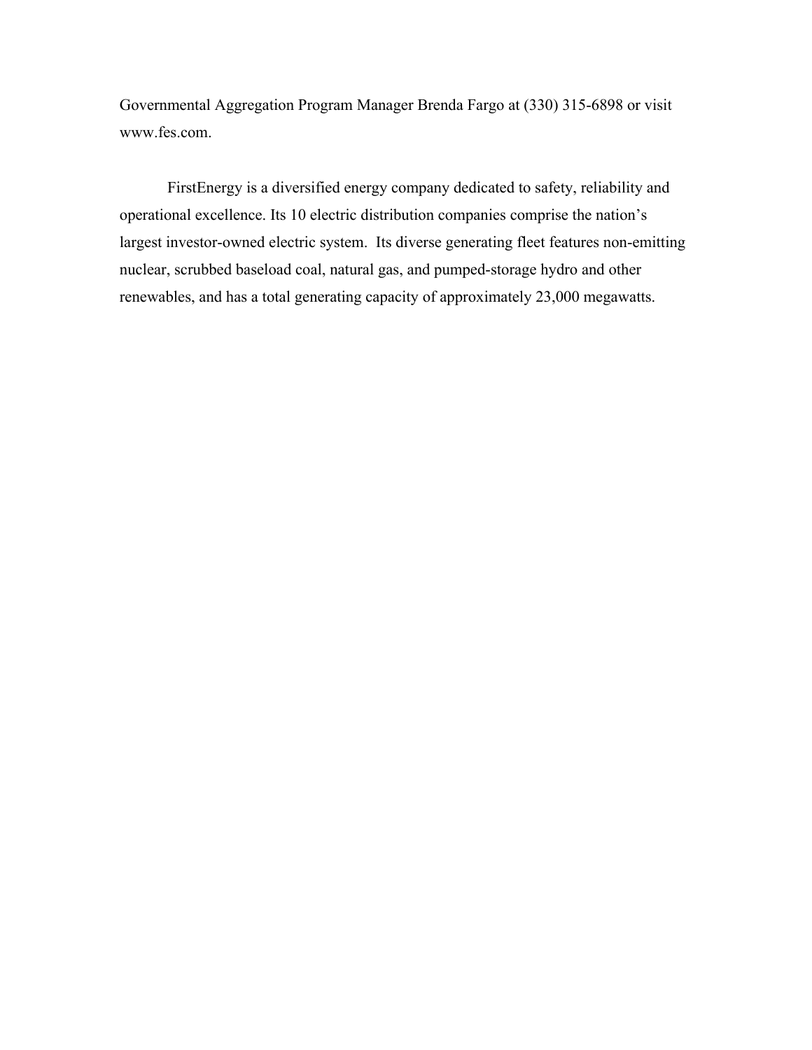Governmental Aggregation Program Manager Brenda Fargo at (330) 315-6898 or visit www.fes.com.

FirstEnergy is a diversified energy company dedicated to safety, reliability and operational excellence. Its 10 electric distribution companies comprise the nation's largest investor-owned electric system. Its diverse generating fleet features non-emitting nuclear, scrubbed baseload coal, natural gas, and pumped-storage hydro and other renewables, and has a total generating capacity of approximately 23,000 megawatts.